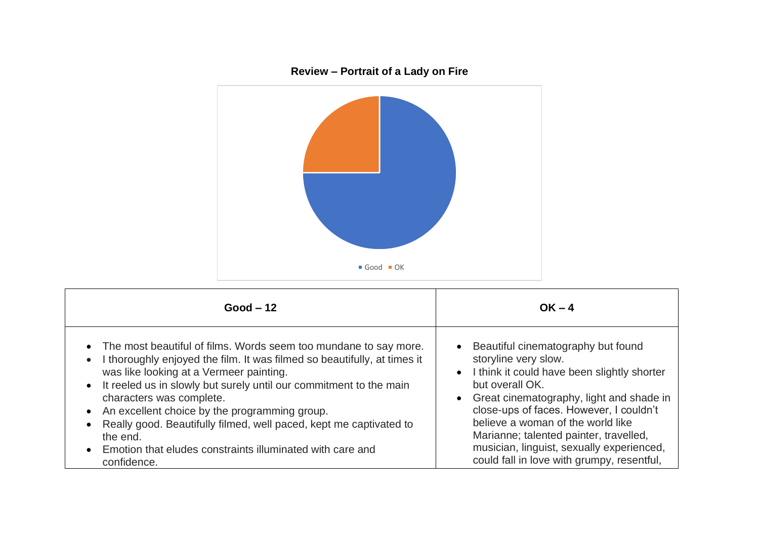**Review – Portrait of a Lady on Fire**

Good OK

| Good – 12 | OK – 4 |
|---|---|
| • The most beautiful of films. Words seem too mundane to say more.<br>• I thoroughly enjoyed the film. It was filmed so beautifully, at times it was like looking at a Vermeer painting.<br>• It reeled us in slowly but surely until our commitment to the main characters was complete.<br>• An excellent choice by the programming group.<br>• Really good. Beautifully filmed, well paced, kept me captivated to the end.<br>• Emotion that eludes constraints illuminated with care and confidence. | • Beautiful cinematography but found storyline very slow.<br>• I think it could have been slightly shorter but overall OK.<br>• Great cinematography, light and shade in close-ups of faces. However, I couldn't believe a woman of the world like Marianne; talented painter, travelled, musician, linguist, sexually experienced, could fall in love with grumpy, resentful, |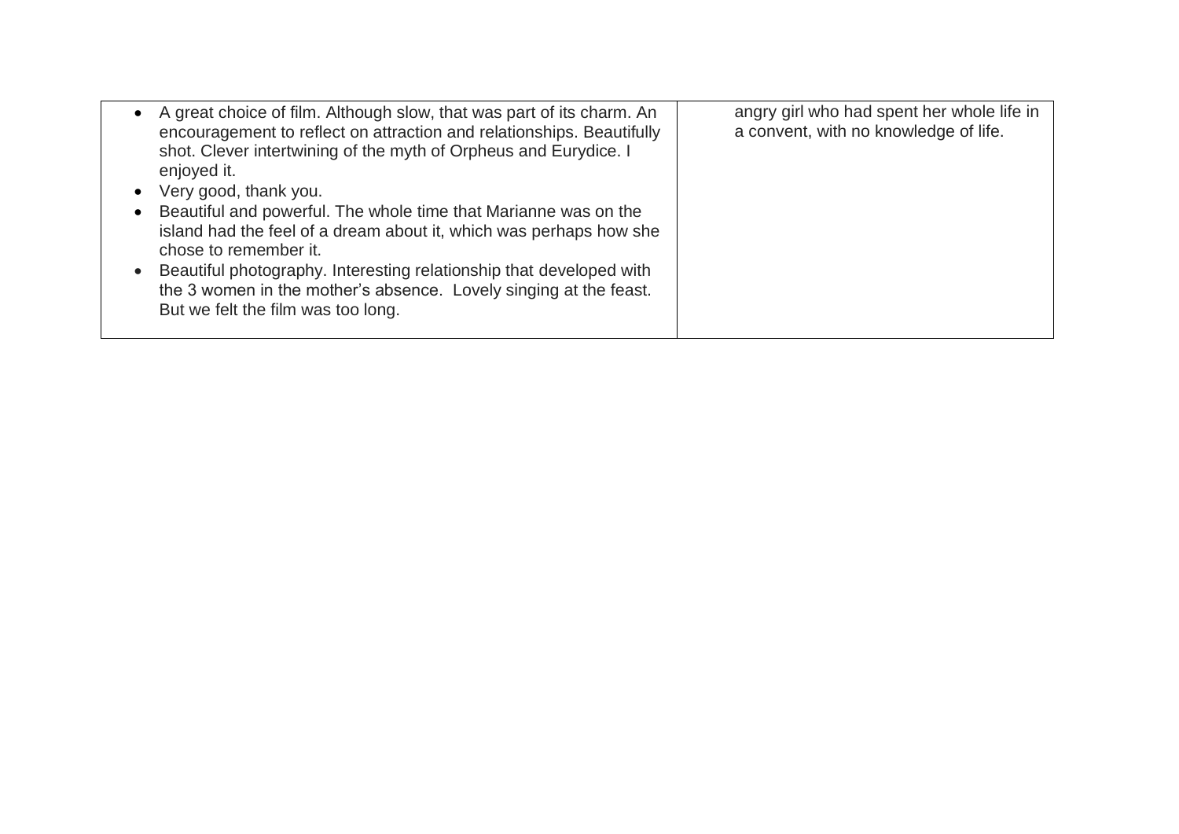| | |
|---|---|
| • A great choice of film. Although slow, that was part of its charm. An encouragement to reflect on attraction and relationships. Beautifully shot. Clever intertwining of the myth of Orpheus and Eurydice. I enjoyed it. <br> • Very good, thank you. <br> • Beautiful and powerful. The whole time that Marianne was on the island had the feel of a dream about it, which was perhaps how she chose to remember it. <br> • Beautiful photography. Interesting relationship that developed with the 3 women in the mother's absence. Lovely singing at the feast. But we felt the film was too long. | angry girl who had spent her whole life in a convent, with no knowledge of life. |